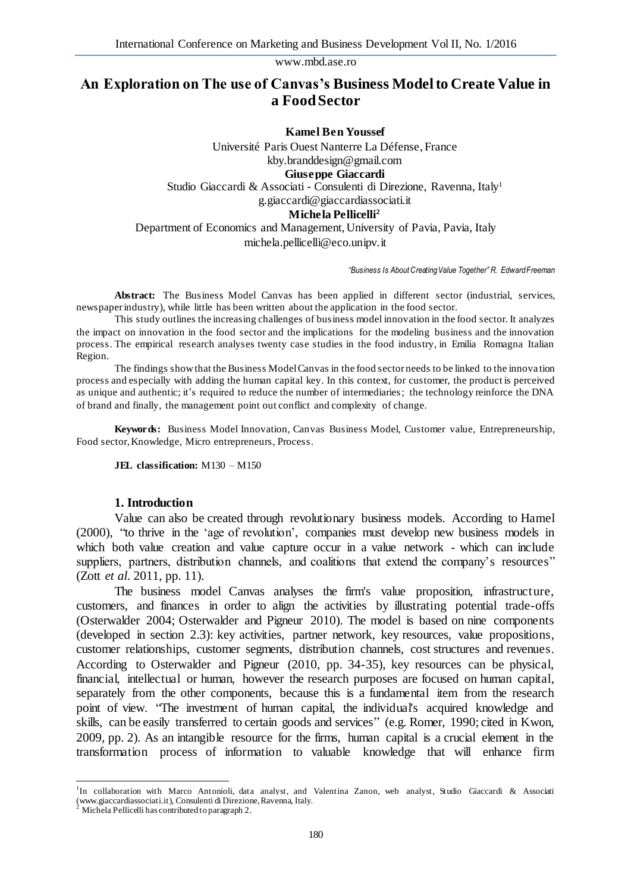# An Exploration on The use of Canvas's Business Model to Create Value in a Food Sector

**Kamel Ben Youssef**
Université Paris Ouest Nanterre La Défense, France
kby.branddesign@gmail.com

**Giuseppe Giaccardi**
Studio Giaccardi & Associati - Consulenti di Direzione, Ravenna, Italy[1]
g.giaccardi@giaccardiassociati.it

**Michela Pellicelli[2]**
Department of Economics and Management, University of Pavia, Pavia, Italy
michela.pellicelli@eco.unipv.it

*"Business Is About Creating Value Together" R. Edward Freeman*

**Abstract:** The Business Model Canvas has been applied in different sector (industrial, services, newspaper industry), while little has been written about the application in the food sector.

This study outlines the increasing challenges of business model innovation in the food sector. It analyzes the impact on innovation in the food sector and the implications for the modeling business and the innovation process. The empirical research analyses twenty case studies in the food industry, in Emilia Romagna Italian Region.

The findings show that the Business Model Canvas in the food sector needs to be linked to the innovation process and especially with adding the human capital key. In this context, for customer, the product is perceived as unique and authentic; it's required to reduce the number of intermediaries; the technology reinforce the DNA of brand and finally, the management point out conflict and complexity of change.

**Keywords:** Business Model Innovation, Canvas Business Model, Customer value, Entrepreneurship, Food sector, Knowledge, Micro entrepreneurs, Process.

**JEL classification:** M130 – M150

## 1. Introduction

Value can also be created through revolutionary business models. According to Hamel (2000), "to thrive in the 'age of revolution', companies must develop new business models in which both value creation and value capture occur in a value network - which can include suppliers, partners, distribution channels, and coalitions that extend the company's resources" (Zott *et al.* 2011, pp. 11).

The business model Canvas analyses the firm's value proposition, infrastructure, customers, and finances in order to align the activities by illustrating potential trade-offs (Osterwalder 2004; Osterwalder and Pigneur 2010). The model is based on nine components (developed in section 2.3): key activities, partner network, key resources, value propositions, customer relationships, customer segments, distribution channels, cost structures and revenues. According to Osterwalder and Pigneur (2010, pp. 34-35), key resources can be physical, financial, intellectual or human, however the research purposes are focused on human capital, separately from the other components, because this is a fundamental item from the research point of view. "The investment of human capital, the individual's acquired knowledge and skills, can be easily transferred to certain goods and services" (e.g. Romer, 1990; cited in Kwon, 2009, pp. 2). As an intangible resource for the firms, human capital is a crucial element in the transformation process of information to valuable knowledge that will enhance firm

---

[1] In collaboration with Marco Antonioli, data analyst, and Valentina Zanon, web analyst, Studio Giaccardi & Associati (www.giaccardiassociati.it), Consulenti di Direzione, Ravenna, Italy.

[2] Michela Pellicelli has contributed to paragraph 2.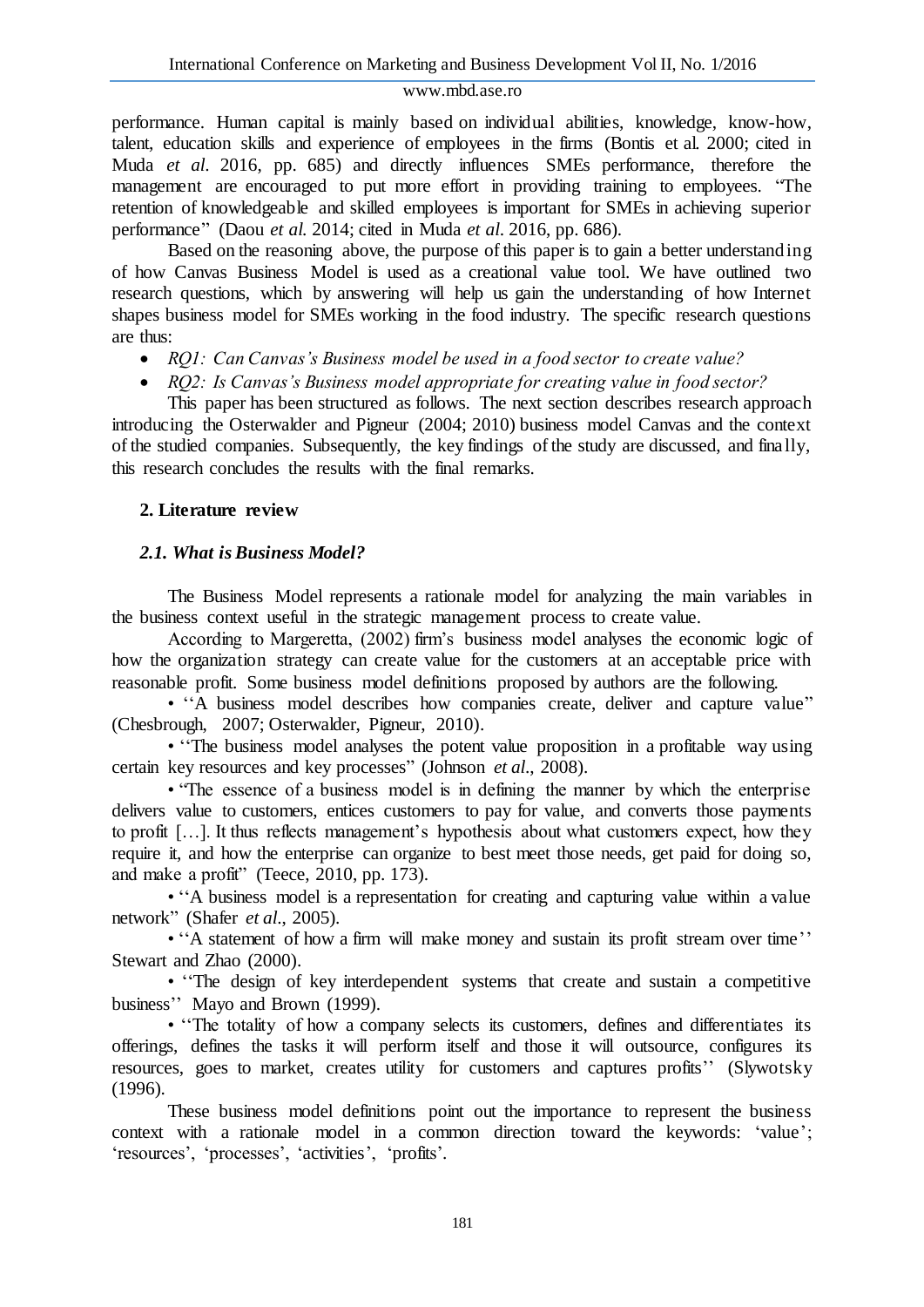performance. Human capital is mainly based on individual abilities, knowledge, know-how, talent, education skills and experience of employees in the firms (Bontis et al. 2000; cited in Muda *et al.* 2016, pp. 685) and directly influences SMEs performance, therefore the management are encouraged to put more effort in providing training to employees. "The retention of knowledgeable and skilled employees is important for SMEs in achieving superior performance" (Daou *et al.* 2014; cited in Muda *et al.* 2016, pp. 686).

Based on the reasoning above, the purpose of this paper is to gain a better understanding of how Canvas Business Model is used as a creational value tool. We have outlined two research questions, which by answering will help us gain the understanding of how Internet shapes business model for SMEs working in the food industry. The specific research questions are thus:

- *RQ1: Can Canvas's Business model be used in a food sector to create value?*
- *RQ2: Is Canvas's Business model appropriate for creating value in food sector?*

This paper has been structured as follows. The next section describes research approach introducing the Osterwalder and Pigneur (2004; 2010) business model Canvas and the context of the studied companies. Subsequently, the key findings of the study are discussed, and finally, this research concludes the results with the final remarks.

## 2. Literature review

### *2.1. What is Business Model?*

The Business Model represents a rationale model for analyzing the main variables in the business context useful in the strategic management process to create value.

According to Margeretta, (2002) firm's business model analyses the economic logic of how the organization strategy can create value for the customers at an acceptable price with reasonable profit. Some business model definitions proposed by authors are the following.

• ''A business model describes how companies create, deliver and capture value'' (Chesbrough, 2007; Osterwalder, Pigneur, 2010).

• ''The business model analyses the potent value proposition in a profitable way using certain key resources and key processes" (Johnson *et al.*, 2008).

• "The essence of a business model is in defining the manner by which the enterprise delivers value to customers, entices customers to pay for value, and converts those payments to profit […]. It thus reflects management's hypothesis about what customers expect, how they require it, and how the enterprise can organize to best meet those needs, get paid for doing so, and make a profit" (Teece, 2010, pp. 173).

• ''A business model is a representation for creating and capturing value within a value network" (Shafer *et al.*, 2005).

• ''A statement of how a firm will make money and sustain its profit stream over time'' Stewart and Zhao (2000).

• ''The design of key interdependent systems that create and sustain a competitive business'' Mayo and Brown (1999).

• ''The totality of how a company selects its customers, defines and differentiates its offerings, defines the tasks it will perform itself and those it will outsource, configures its resources, goes to market, creates utility for customers and captures profits'' (Slywotsky (1996).

These business model definitions point out the importance to represent the business context with a rationale model in a common direction toward the keywords: 'value'; 'resources', 'processes', 'activities', 'profits'.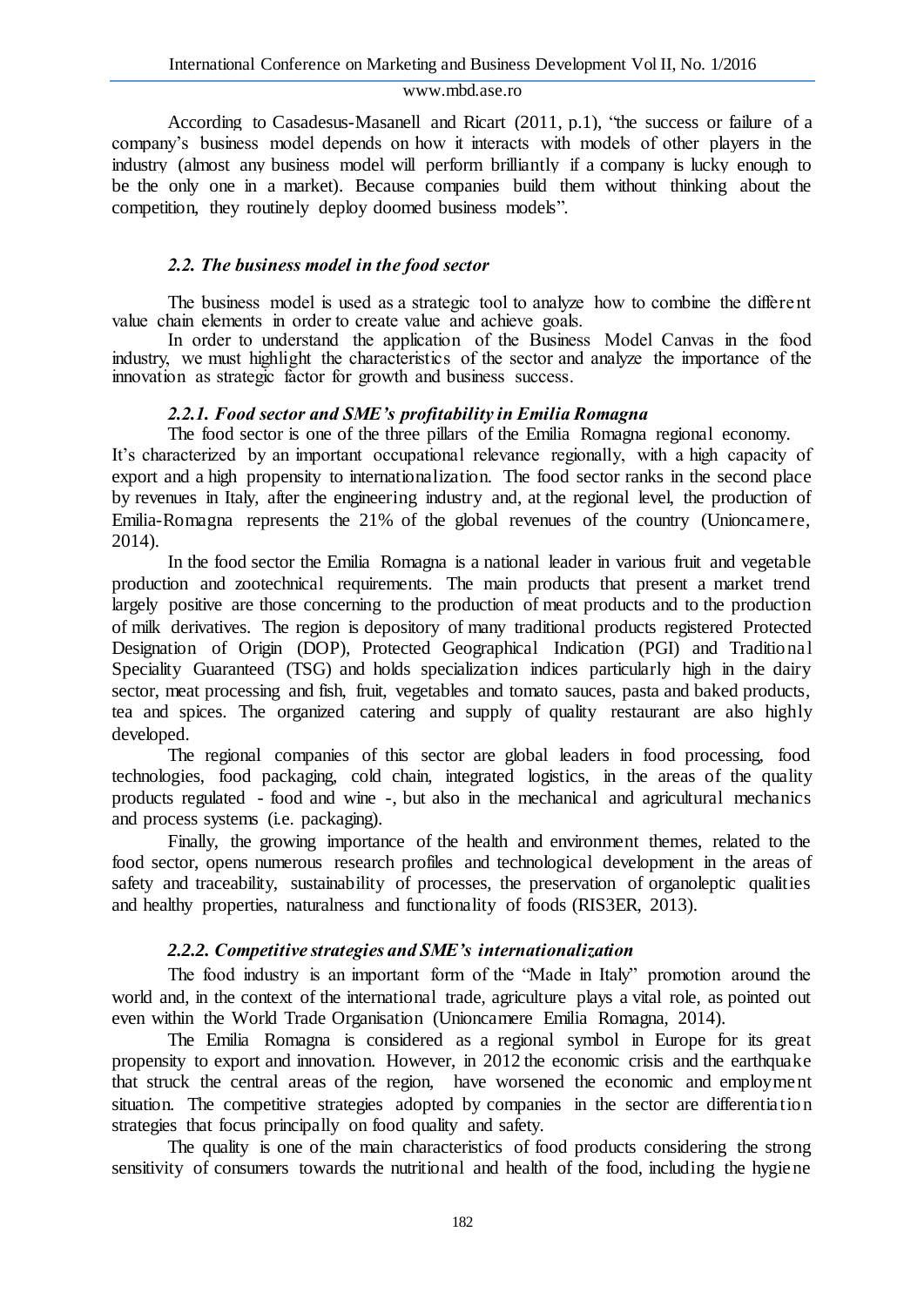According to Casadesus-Masanell and Ricart (2011, p.1), “the success or failure of a company’s business model depends on how it interacts with models of other players in the industry (almost any business model will perform brilliantly if a company is lucky enough to be the only one in a market). Because companies build them without thinking about the competition, they routinely deploy doomed business models”.

### *2.2. The business model in the food sector*

The business model is used as a strategic tool to analyze how to combine the different value chain elements in order to create value and achieve goals.

In order to understand the application of the Business Model Canvas in the food industry, we must highlight the characteristics of the sector and analyze the importance of the innovation as strategic factor for growth and business success.

#### *2.2.1. Food sector and SME’s profitability in Emilia Romagna*

The food sector is one of the three pillars of the Emilia Romagna regional economy. It’s characterized by an important occupational relevance regionally, with a high capacity of export and a high propensity to internationalization. The food sector ranks in the second place by revenues in Italy, after the engineering industry and, at the regional level, the production of Emilia-Romagna represents the 21% of the global revenues of the country (Unioncamere, 2014).

In the food sector the Emilia Romagna is a national leader in various fruit and vegetable production and zootechnical requirements. The main products that present a market trend largely positive are those concerning to the production of meat products and to the production of milk derivatives. The region is depository of many traditional products registered Protected Designation of Origin (DOP), Protected Geographical Indication (PGI) and Traditional Speciality Guaranteed (TSG) and holds specialization indices particularly high in the dairy sector, meat processing and fish, fruit, vegetables and tomato sauces, pasta and baked products, tea and spices. The organized catering and supply of quality restaurant are also highly developed.

The regional companies of this sector are global leaders in food processing, food technologies, food packaging, cold chain, integrated logistics, in the areas of the quality products regulated - food and wine -, but also in the mechanical and agricultural mechanics and process systems (i.e. packaging).

Finally, the growing importance of the health and environment themes, related to the food sector, opens numerous research profiles and technological development in the areas of safety and traceability, sustainability of processes, the preservation of organoleptic qualities and healthy properties, naturalness and functionality of foods (RIS3ER, 2013).

#### *2.2.2. Competitive strategies and SME’s internationalization*

The food industry is an important form of the “Made in Italy” promotion around the world and, in the context of the international trade, agriculture plays a vital role, as pointed out even within the World Trade Organisation (Unioncamere Emilia Romagna, 2014).

The Emilia Romagna is considered as a regional symbol in Europe for its great propensity to export and innovation. However, in 2012 the economic crisis and the earthquake that struck the central areas of the region, have worsened the economic and employment situation. The competitive strategies adopted by companies in the sector are differentiation strategies that focus principally on food quality and safety.

The quality is one of the main characteristics of food products considering the strong sensitivity of consumers towards the nutritional and health of the food, including the hygiene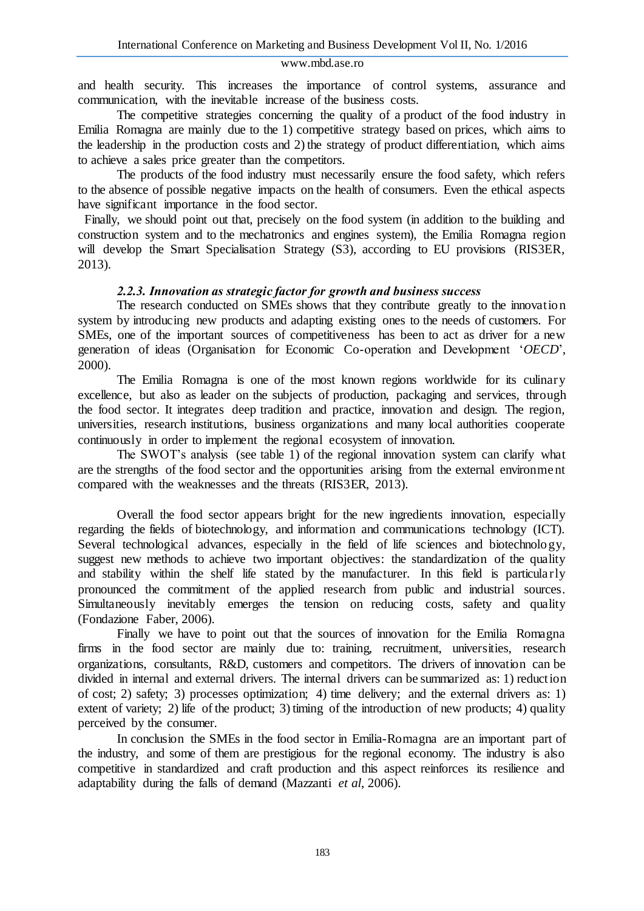and health security. This increases the importance of control systems, assurance and communication, with the inevitable increase of the business costs.

The competitive strategies concerning the quality of a product of the food industry in Emilia Romagna are mainly due to the 1) competitive strategy based on prices, which aims to the leadership in the production costs and 2) the strategy of product differentiation, which aims to achieve a sales price greater than the competitors.

The products of the food industry must necessarily ensure the food safety, which refers to the absence of possible negative impacts on the health of consumers. Even the ethical aspects have significant importance in the food sector.

Finally, we should point out that, precisely on the food system (in addition to the building and construction system and to the mechatronics and engines system), the Emilia Romagna region will develop the Smart Specialisation Strategy (S3), according to EU provisions (RIS3ER, 2013).

#### *2.2.3. Innovation as strategic factor for growth and business success*

The research conducted on SMEs shows that they contribute greatly to the innovation system by introducing new products and adapting existing ones to the needs of customers. For SMEs, one of the important sources of competitiveness has been to act as driver for a new generation of ideas (Organisation for Economic Co-operation and Development '*OECD*', 2000).

The Emilia Romagna is one of the most known regions worldwide for its culinary excellence, but also as leader on the subjects of production, packaging and services, through the food sector. It integrates deep tradition and practice, innovation and design. The region, universities, research institutions, business organizations and many local authorities cooperate continuously in order to implement the regional ecosystem of innovation.

The SWOT's analysis (see table 1) of the regional innovation system can clarify what are the strengths of the food sector and the opportunities arising from the external environment compared with the weaknesses and the threats (RIS3ER, 2013).

Overall the food sector appears bright for the new ingredients innovation, especially regarding the fields of biotechnology, and information and communications technology (ICT). Several technological advances, especially in the field of life sciences and biotechnology, suggest new methods to achieve two important objectives: the standardization of the quality and stability within the shelf life stated by the manufacturer. In this field is particularly pronounced the commitment of the applied research from public and industrial sources. Simultaneously inevitably emerges the tension on reducing costs, safety and quality (Fondazione Faber, 2006).

Finally we have to point out that the sources of innovation for the Emilia Romagna firms in the food sector are mainly due to: training, recruitment, universities, research organizations, consultants, R&D, customers and competitors. The drivers of innovation can be divided in internal and external drivers. The internal drivers can be summarized as: 1) reduction of cost; 2) safety; 3) processes optimization; 4) time delivery; and the external drivers as: 1) extent of variety; 2) life of the product; 3) timing of the introduction of new products; 4) quality perceived by the consumer.

In conclusion the SMEs in the food sector in Emilia-Romagna are an important part of the industry, and some of them are prestigious for the regional economy. The industry is also competitive in standardized and craft production and this aspect reinforces its resilience and adaptability during the falls of demand (Mazzanti *et al*, 2006).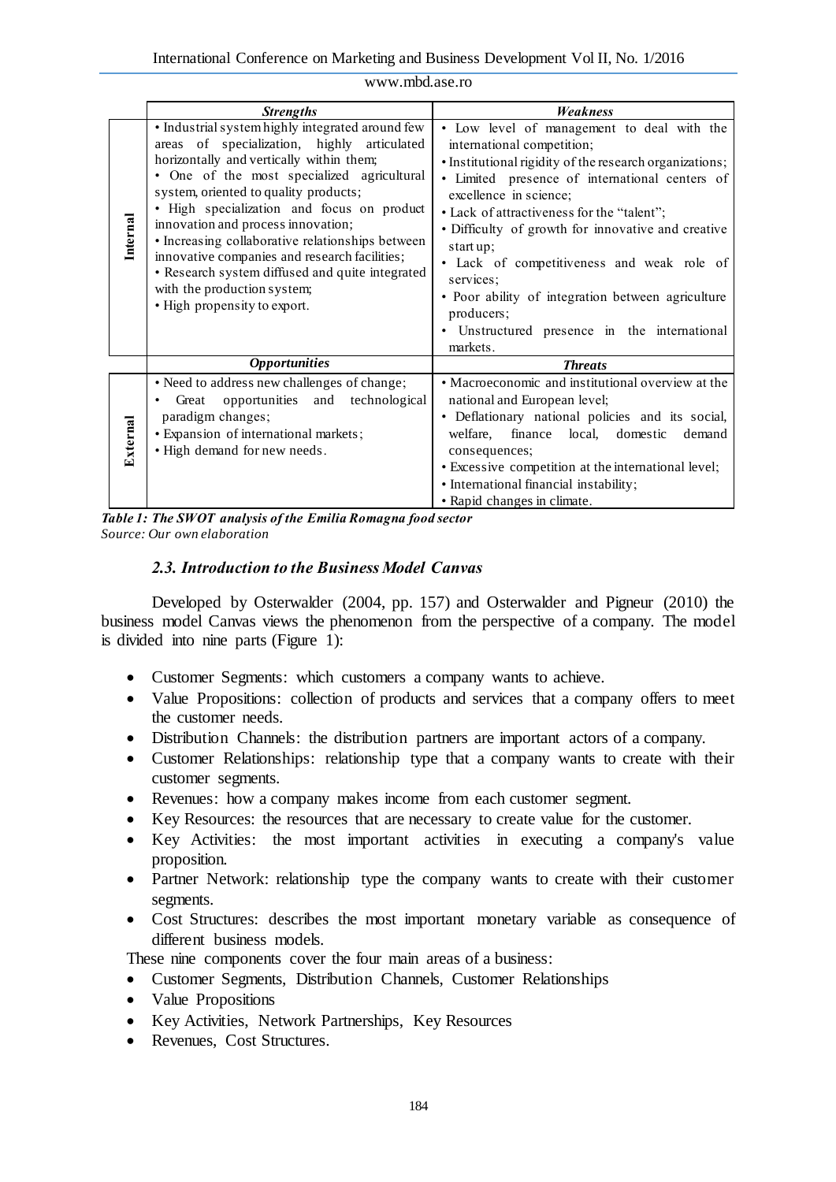| | *Strengths* | *Weakness* |
|---|---|---|
| **Internal** | • Industrial system highly integrated around few areas of specialization, highly articulated horizontally and vertically within them; • One of the most specialized agricultural system, oriented to quality products; • High specialization and focus on product innovation and process innovation; • Increasing collaborative relationships between innovative companies and research facilities; • Research system diffused and quite integrated with the production system; • High propensity to export. | • Low level of management to deal with the international competition; • Institutional rigidity of the research organizations; • Limited presence of international centers of excellence in science; • Lack of attractiveness for the "talent"; • Difficulty of growth for innovative and creative start up; • Lack of competitiveness and weak role of services; • Poor ability of integration between agriculture producers; • Unstructured presence in the international markets. |
| | *Opportunities* | *Threats* |
| **External** | • Need to address new challenges of change; • Great opportunities and technological paradigm changes; • Expansion of international markets; • High demand for new needs. | • Macroeconomic and institutional overview at the national and European level; • Deflationary national policies and its social, welfare, finance local, domestic demand consequences; • Excessive competition at the international level; • International financial instability; • Rapid changes in climate. |

***Table 1: The SWOT analysis of the Emilia Romagna food sector***
*Source: Our own elaboration*

### *2.3. Introduction to the Business Model Canvas*

Developed by Osterwalder (2004, pp. 157) and Osterwalder and Pigneur (2010) the business model Canvas views the phenomenon from the perspective of a company. The model is divided into nine parts (Figure 1):

- Customer Segments: which customers a company wants to achieve.
- Value Propositions: collection of products and services that a company offers to meet the customer needs.
- Distribution Channels: the distribution partners are important actors of a company.
- Customer Relationships: relationship type that a company wants to create with their customer segments.
- Revenues: how a company makes income from each customer segment.
- Key Resources: the resources that are necessary to create value for the customer.
- Key Activities: the most important activities in executing a company's value proposition.
- Partner Network: relationship type the company wants to create with their customer segments.
- Cost Structures: describes the most important monetary variable as consequence of different business models.

These nine components cover the four main areas of a business:

- Customer Segments, Distribution Channels, Customer Relationships
- Value Propositions
- Key Activities, Network Partnerships, Key Resources
- Revenues, Cost Structures.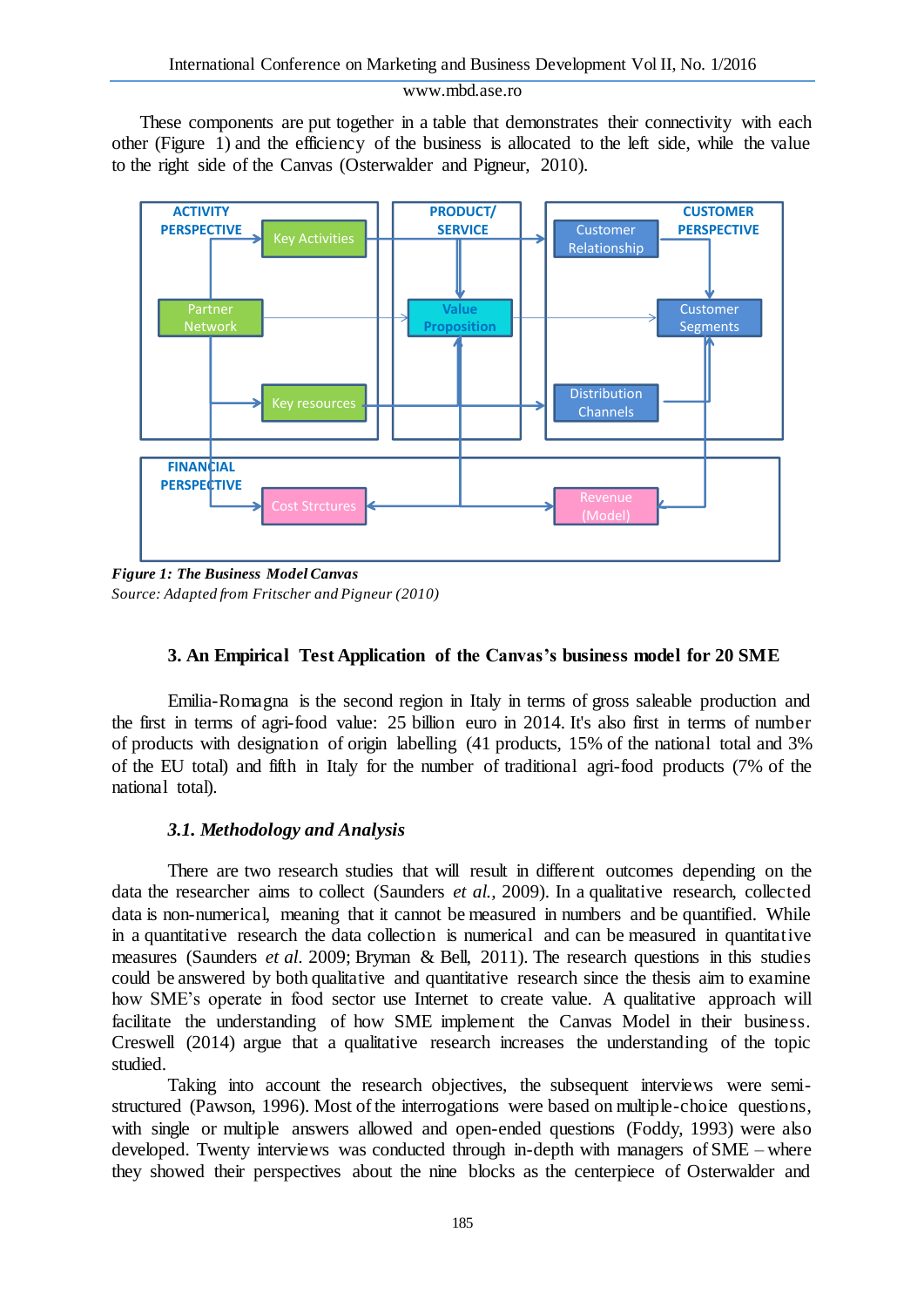These components are put together in a table that demonstrates their connectivity with each other (Figure 1) and the efficiency of the business is allocated to the left side, while the value to the right side of the Canvas (Osterwalder and Pigneur, 2010).

*Figure 1: The Business Model Canvas*
*Source: Adapted from Fritscher and Pigneur (2010)*

### 3. An Empirical Test Application of the Canvas's business model for 20 SME

Emilia-Romagna is the second region in Italy in terms of gross saleable production and the first in terms of agri-food value: 25 billion euro in 2014. It's also first in terms of number of products with designation of origin labelling (41 products, 15% of the national total and 3% of the EU total) and fifth in Italy for the number of traditional agri-food products (7% of the national total).

#### *3.1. Methodology and Analysis*

There are two research studies that will result in different outcomes depending on the data the researcher aims to collect (Saunders *et al.*, 2009). In a qualitative research, collected data is non-numerical, meaning that it cannot be measured in numbers and be quantified. While in a quantitative research the data collection is numerical and can be measured in quantitative measures (Saunders *et al.* 2009; Bryman & Bell, 2011). The research questions in this studies could be answered by both qualitative and quantitative research since the thesis aim to examine how SME's operate in food sector use Internet to create value. A qualitative approach will facilitate the understanding of how SME implement the Canvas Model in their business. Creswell (2014) argue that a qualitative research increases the understanding of the topic studied.

Taking into account the research objectives, the subsequent interviews were semi-structured (Pawson, 1996). Most of the interrogations were based on multiple-choice questions, with single or multiple answers allowed and open-ended questions (Foddy, 1993) were also developed. Twenty interviews was conducted through in-depth with managers of SME – where they showed their perspectives about the nine blocks as the centerpiece of Osterwalder and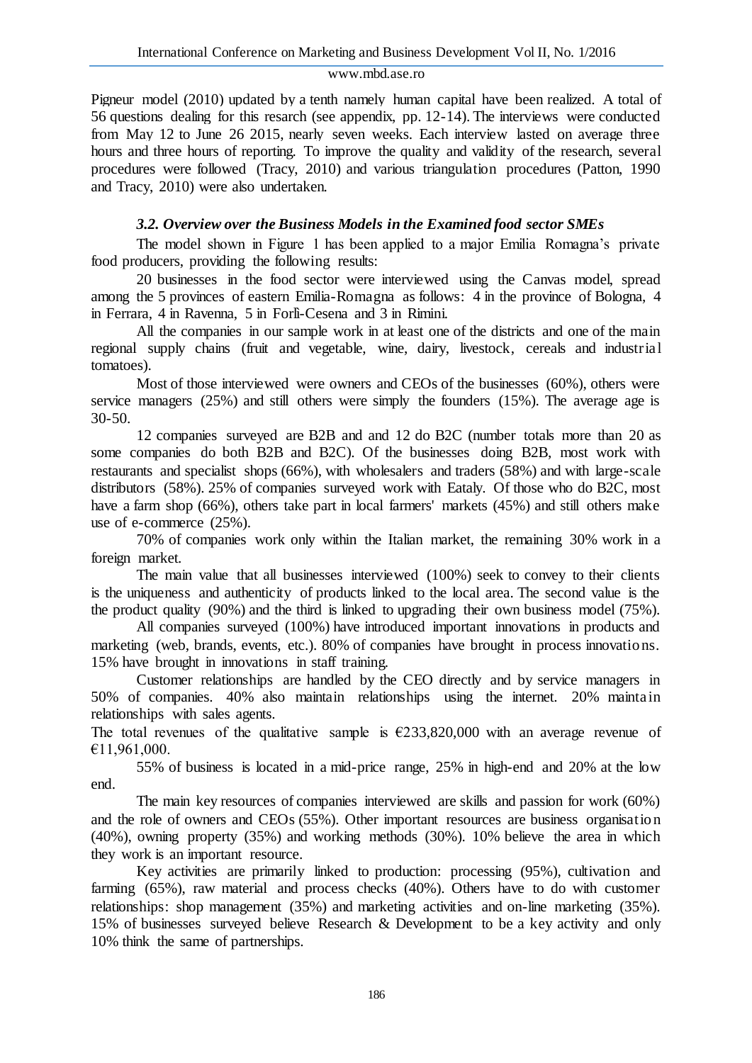Pigneur model (2010) updated by a tenth namely human capital have been realized. A total of 56 questions dealing for this resarch (see appendix, pp. 12-14). The interviews were conducted from May 12 to June 26 2015, nearly seven weeks. Each interview lasted on average three hours and three hours of reporting. To improve the quality and validity of the research, several procedures were followed (Tracy, 2010) and various triangulation procedures (Patton, 1990 and Tracy, 2010) were also undertaken.

### *3.2. Overview over the Business Models in the Examined food sector SMEs*

The model shown in Figure 1 has been applied to a major Emilia Romagna's private food producers, providing the following results:

20 businesses in the food sector were interviewed using the Canvas model, spread among the 5 provinces of eastern Emilia-Romagna as follows: 4 in the province of Bologna, 4 in Ferrara, 4 in Ravenna, 5 in Forlì-Cesena and 3 in Rimini.

All the companies in our sample work in at least one of the districts and one of the main regional supply chains (fruit and vegetable, wine, dairy, livestock, cereals and industrial tomatoes).

Most of those interviewed were owners and CEOs of the businesses (60%), others were service managers (25%) and still others were simply the founders (15%). The average age is 30-50.

12 companies surveyed are B2B and and 12 do B2C (number totals more than 20 as some companies do both B2B and B2C). Of the businesses doing B2B, most work with restaurants and specialist shops (66%), with wholesalers and traders (58%) and with large-scale distributors (58%). 25% of companies surveyed work with Eataly. Of those who do B2C, most have a farm shop (66%), others take part in local farmers' markets (45%) and still others make use of e-commerce (25%).

70% of companies work only within the Italian market, the remaining 30% work in a foreign market.

The main value that all businesses interviewed (100%) seek to convey to their clients is the uniqueness and authenticity of products linked to the local area. The second value is the the product quality (90%) and the third is linked to upgrading their own business model (75%).

All companies surveyed (100%) have introduced important innovations in products and marketing (web, brands, events, etc.). 80% of companies have brought in process innovations. 15% have brought in innovations in staff training.

Customer relationships are handled by the CEO directly and by service managers in 50% of companies. 40% also maintain relationships using the internet. 20% maintain relationships with sales agents.

The total revenues of the qualitative sample is €233,820,000 with an average revenue of €11,961,000.

55% of business is located in a mid-price range, 25% in high-end and 20% at the low end.

The main key resources of companies interviewed are skills and passion for work (60%) and the role of owners and CEOs (55%). Other important resources are business organisation (40%), owning property (35%) and working methods (30%). 10% believe the area in which they work is an important resource.

Key activities are primarily linked to production: processing (95%), cultivation and farming (65%), raw material and process checks (40%). Others have to do with customer relationships: shop management (35%) and marketing activities and on-line marketing (35%). 15% of businesses surveyed believe Research & Development to be a key activity and only 10% think the same of partnerships.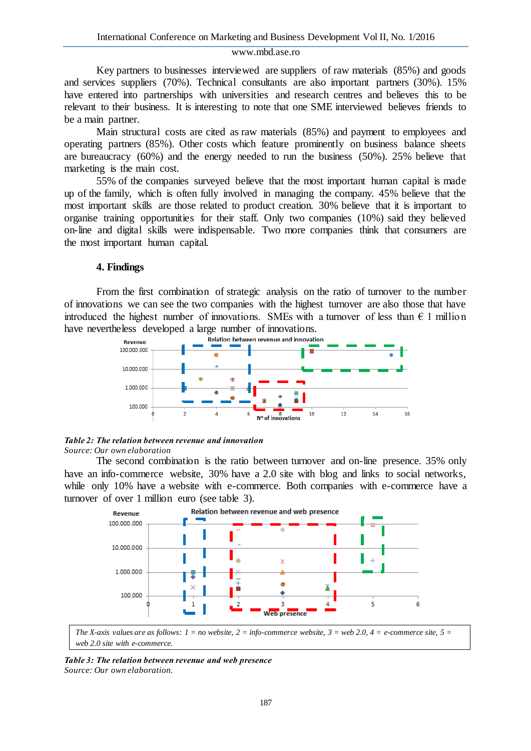Key partners to businesses interviewed are suppliers of raw materials (85%) and goods and services suppliers (70%). Technical consultants are also important partners (30%). 15% have entered into partnerships with universities and research centres and believes this to be relevant to their business. It is interesting to note that one SME interviewed believes friends to be a main partner.

Main structural costs are cited as raw materials (85%) and payment to employees and operating partners (85%). Other costs which feature prominently on business balance sheets are bureaucracy (60%) and the energy needed to run the business (50%). 25% believe that marketing is the main cost.

55% of the companies surveyed believe that the most important human capital is made up of the family, which is often fully involved in managing the company. 45% believe that the most important skills are those related to product creation. 30% believe that it is important to organise training opportunities for their staff. Only two companies (10%) said they believed on-line and digital skills were indispensable. Two more companies think that consumers are the most important human capital.

### 4. Findings

From the first combination of strategic analysis on the ratio of turnover to the number of innovations we can see the two companies with the highest turnover are also those that have introduced the highest number of innovations. SMEs with a turnover of less than € 1 million have nevertheless developed a large number of innovations.

***Table 2: The relation between revenue and innovation***
*Source: Our own elaboration*

The second combination is the ratio between turnover and on-line presence. 35% only have an info-commerce website, 30% have a 2.0 site with blog and links to social networks, while only 10% have a website with e-commerce. Both companies with e-commerce have a turnover of over 1 million euro (see table 3).

*The X-axis values are as follows: 1 = no website, 2 = info-commerce website, 3 = web 2.0, 4 = e-commerce site, 5 = web 2.0 site with e-commerce.*

***Table 3: The relation between revenue and web presence***
*Source: Our own elaboration.*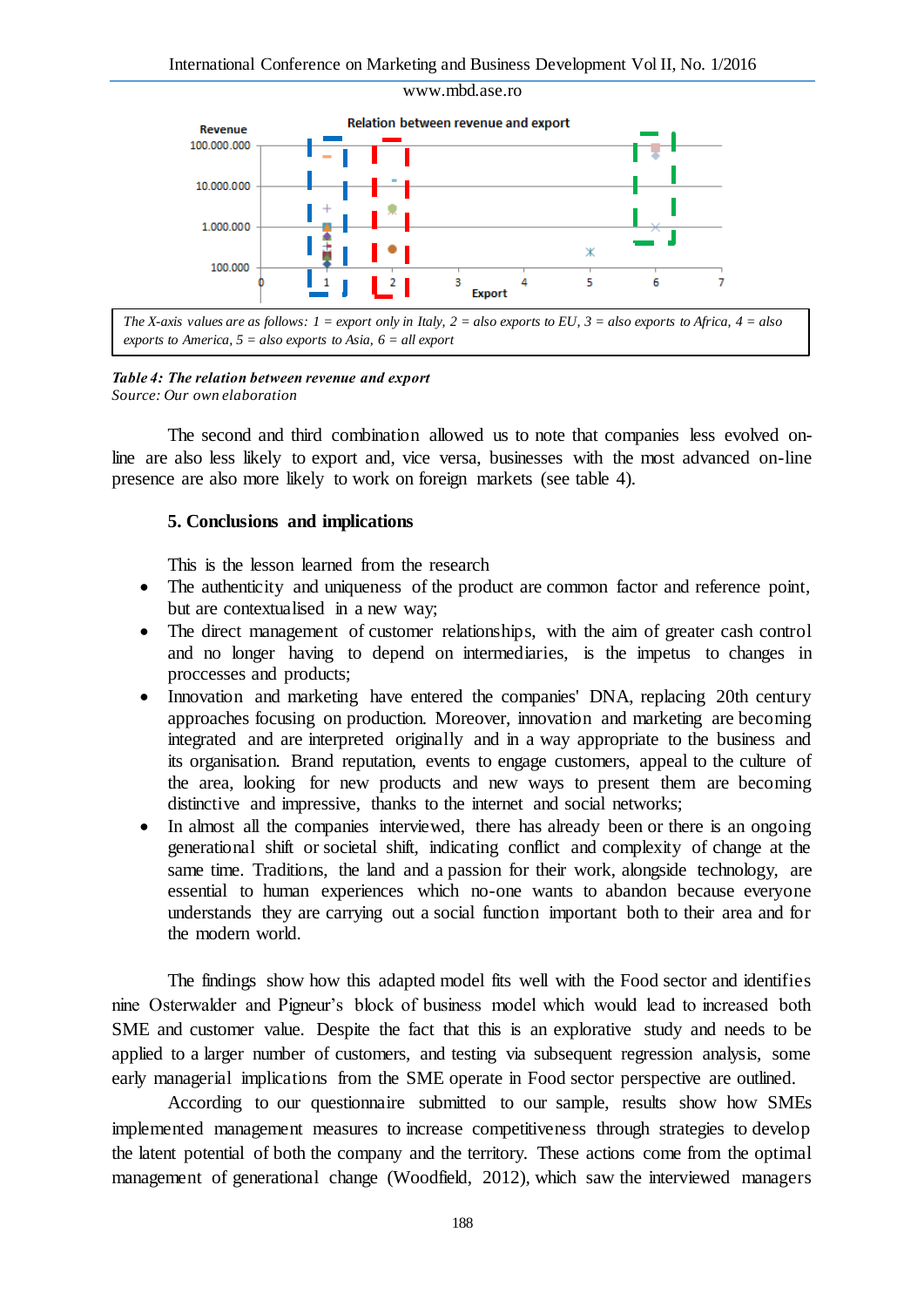Relation between revenue and export

Revenue: 100.000, 1.000.000, 10.000.000, 100.000.000

Export: 0, 1, 2, 3, 4, 5, 6, 7

*The X-axis values are as follows: 1 = export only in Italy, 2 = also exports to EU, 3 = also exports to Africa, 4 = also exports to America, 5 = also exports to Asia, 6 = all export*

***Table 4: The relation between revenue and export***
*Source: Our own elaboration*

The second and third combination allowed us to note that companies less evolved on-line are also less likely to export and, vice versa, businesses with the most advanced on-line presence are also more likely to work on foreign markets (see table 4).

## 5. Conclusions and implications

This is the lesson learned from the research

- The authenticity and uniqueness of the product are common factor and reference point, but are contextualised in a new way;
- The direct management of customer relationships, with the aim of greater cash control and no longer having to depend on intermediaries, is the impetus to changes in proccesses and products;
- Innovation and marketing have entered the companies' DNA, replacing 20th century approaches focusing on production. Moreover, innovation and marketing are becoming integrated and are interpreted originally and in a way appropriate to the business and its organisation. Brand reputation, events to engage customers, appeal to the culture of the area, looking for new products and new ways to present them are becoming distinctive and impressive, thanks to the internet and social networks;
- In almost all the companies interviewed, there has already been or there is an ongoing generational shift or societal shift, indicating conflict and complexity of change at the same time. Traditions, the land and a passion for their work, alongside technology, are essential to human experiences which no-one wants to abandon because everyone understands they are carrying out a social function important both to their area and for the modern world.

The findings show how this adapted model fits well with the Food sector and identifies nine Osterwalder and Pigneur's block of business model which would lead to increased both SME and customer value. Despite the fact that this is an explorative study and needs to be applied to a larger number of customers, and testing via subsequent regression analysis, some early managerial implications from the SME operate in Food sector perspective are outlined.

According to our questionnaire submitted to our sample, results show how SMEs implemented management measures to increase competitiveness through strategies to develop the latent potential of both the company and the territory. These actions come from the optimal management of generational change (Woodfield, 2012), which saw the interviewed managers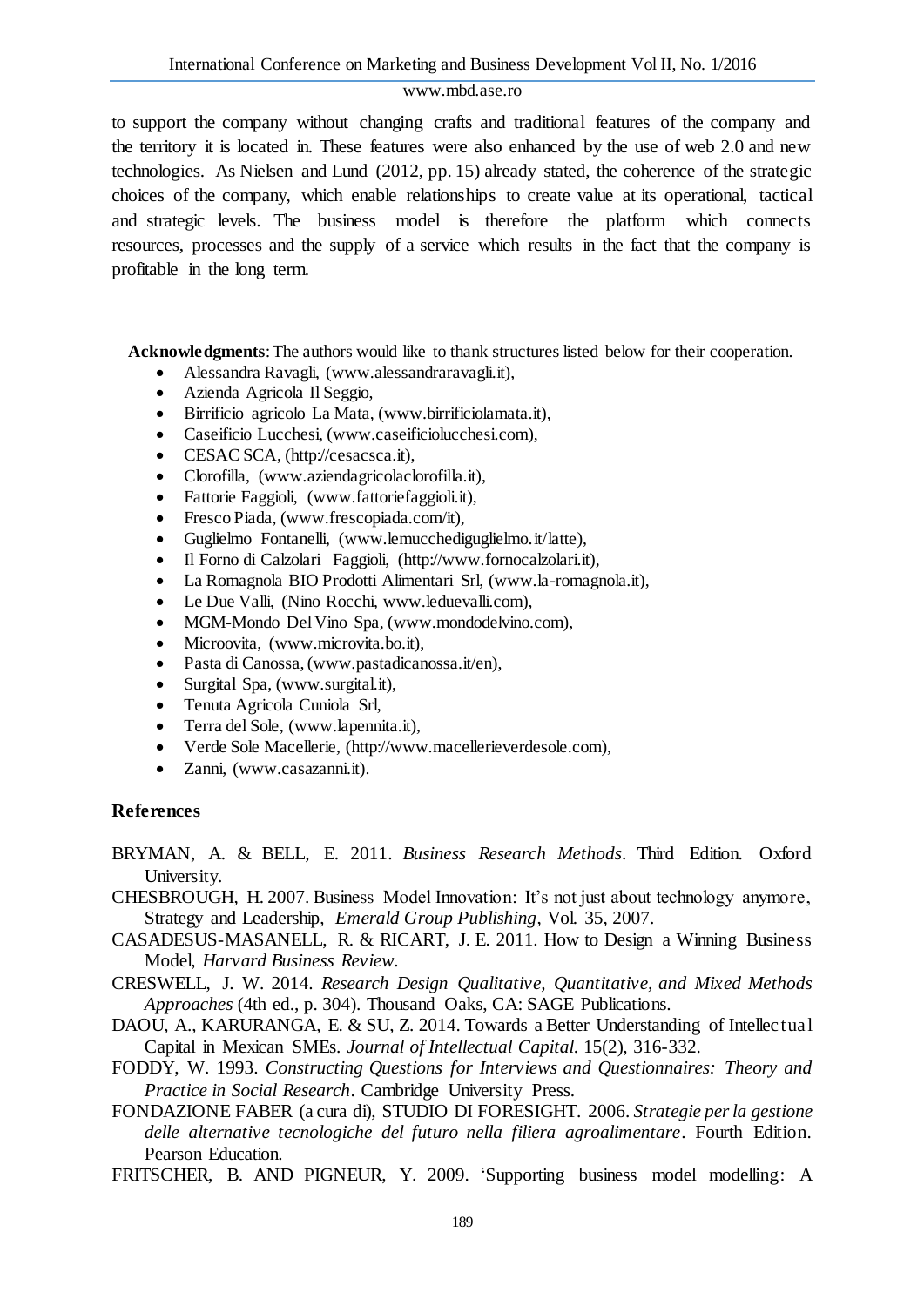to support the company without changing crafts and traditional features of the company and the territory it is located in. These features were also enhanced by the use of web 2.0 and new technologies. As Nielsen and Lund (2012, pp. 15) already stated, the coherence of the strategic choices of the company, which enable relationships to create value at its operational, tactical and strategic levels. The business model is therefore the platform which connects resources, processes and the supply of a service which results in the fact that the company is profitable in the long term.

**Acknowledgments**: The authors would like to thank structures listed below for their cooperation.

- Alessandra Ravagli, (www.alessandraravagli.it),
- Azienda Agricola Il Seggio,
- Birrificio agricolo La Mata, (www.birrificiolamata.it),
- Caseificio Lucchesi, (www.caseificiolucchesi.com),
- CESAC SCA, (http://cesacsca.it),
- Clorofilla, (www.aziendagricolaclorofilla.it),
- Fattorie Faggioli, (www.fattoriefaggioli.it),
- Fresco Piada, (www.frescopiada.com/it),
- Guglielmo Fontanelli, (www.lemucchediguglielmo.it/latte),
- Il Forno di Calzolari Faggioli, (http://www.fornocalzolari.it),
- La Romagnola BIO Prodotti Alimentari Srl, (www.la-romagnola.it),
- Le Due Valli, (Nino Rocchi, www.leduevalli.com),
- MGM-Mondo Del Vino Spa, (www.mondodelvino.com),
- Microovita, (www.microvita.bo.it),
- Pasta di Canossa, (www.pastadicanossa.it/en),
- Surgital Spa, (www.surgital.it),
- Tenuta Agricola Cuniola Srl,
- Terra del Sole, (www.lapennita.it),
- Verde Sole Macellerie, (http://www.macellerieverdesole.com),
- Zanni, (www.casazanni.it).

## References

BRYMAN, A. & BELL, E. 2011. *Business Research Methods*. Third Edition. Oxford University.

CHESBROUGH, H. 2007. Business Model Innovation: It's not just about technology anymore, Strategy and Leadership, *Emerald Group Publishing*, Vol. 35, 2007.

CASADESUS-MASANELL, R. & RICART, J. E. 2011. How to Design a Winning Business Model, *Harvard Business Review*.

CRESWELL, J. W. 2014. *Research Design Qualitative, Quantitative, and Mixed Methods Approaches* (4th ed., p. 304). Thousand Oaks, CA: SAGE Publications.

DAOU, A., KARURANGA, E. & SU, Z. 2014. Towards a Better Understanding of Intellectual Capital in Mexican SMEs. *Journal of Intellectual Capital*. 15(2), 316-332.

FODDY, W. 1993. *Constructing Questions for Interviews and Questionnaires: Theory and Practice in Social Research*. Cambridge University Press.

FONDAZIONE FABER (a cura di), STUDIO DI FORESIGHT. 2006. *Strategie per la gestione delle alternative tecnologiche del futuro nella filiera agroalimentare*. Fourth Edition. Pearson Education.

FRITSCHER, B. AND PIGNEUR, Y. 2009. 'Supporting business model modelling: A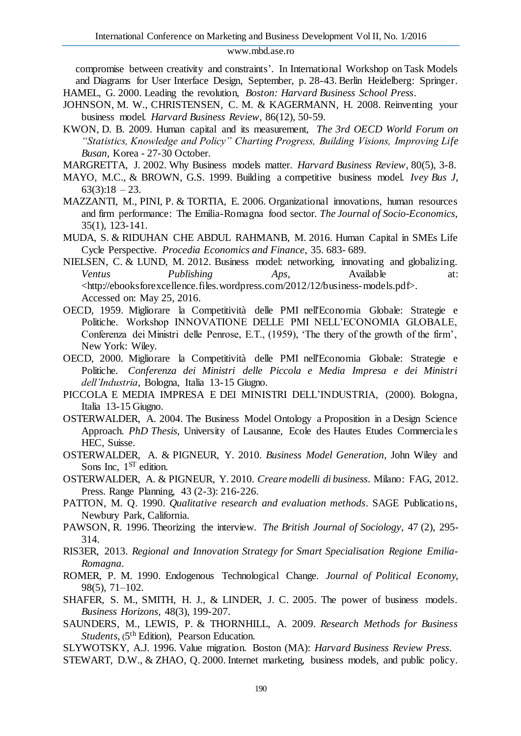compromise between creativity and constraints'. In International Workshop on Task Models and Diagrams for User Interface Design, September, p. 28-43. Berlin Heidelberg: Springer.

HAMEL, G. 2000. Leading the revolution, *Boston: Harvard Business School Press*.

JOHNSON, M. W., CHRISTENSEN, C. M. & KAGERMANN, H. 2008. Reinventing your business model. *Harvard Business Review*, 86(12), 50-59.

KWON, D. B. 2009. Human capital and its measurement, *The 3rd OECD World Forum on "Statistics, Knowledge and Policy" Charting Progress, Building Visions, Improving Life Busan*, Korea - 27-30 October.

MARGRETTA, J. 2002. Why Business models matter. *Harvard Business Review*, 80(5), 3-8.

MAYO, M.C., & BROWN, G.S. 1999. Building a competitive business model. *Ivey Bus J*, 63(3):18 – 23.

MAZZANTI, M., PINI, P. & TORTIA, E. 2006. Organizational innovations, human resources and firm performance: The Emilia-Romagna food sector. *The Journal of Socio-Economics*, 35(1), 123-141.

MUDA, S. & RIDUHAN CHE ABDUL RAHMANB, M. 2016. Human Capital in SMEs Life Cycle Perspective. *Procedia Economics and Finance*, 35. 683- 689.

NIELSEN, C. & LUND, M. 2012. Business model: networking, innovating and globalizing. *Ventus Publishing Aps*, Available at: <http://ebooksforexcellence.files.wordpress.com/2012/12/business-models.pdf>. Accessed on: May 25, 2016.

OECD, 1959. Migliorare la Competitività delle PMI nell'Economia Globale: Strategie e Politiche. Workshop INNOVATIONE DELLE PMI NELL'ECONOMIA GLOBALE, Conferenza dei Ministri delle Penrose, E.T., (1959), 'The thery of the growth of the firm', New York: Wiley.

OECD, 2000. Migliorare la Competitività delle PMI nell'Economia Globale: Strategie e Politiche. *Conferenza dei Ministri delle Piccola e Media Impresa e dei Ministri dell'Industria*, Bologna, Italia 13-15 Giugno.

PICCOLA E MEDIA IMPRESA E DEI MINISTRI DELL'INDUSTRIA, (2000). Bologna, Italia 13-15 Giugno.

OSTERWALDER, A. 2004. The Business Model Ontology a Proposition in a Design Science Approach. *PhD Thesis,* University of Lausanne, Ecole des Hautes Etudes Commerciales HEC, Suisse.

OSTERWALDER, A. & PIGNEUR, Y. 2010. *Business Model Generation*, John Wiley and Sons Inc, 1<sup>ST</sup> edition.

OSTERWALDER, A. & PIGNEUR, Y. 2010. *Creare modelli di business*. Milano: FAG, 2012. Press. Range Planning, 43 (2-3): 216-226.

PATTON, M. Q. 1990. *Qualitative research and evaluation methods*. SAGE Publications, Newbury Park, California.

PAWSON, R. 1996. Theorizing the interview. *The British Journal of Sociology*, 47 (2), 295-314.

RIS3ER, 2013. *Regional and Innovation Strategy for Smart Specialisation Regione Emilia-Romagna*.

ROMER, P. M. 1990. Endogenous Technological Change. *Journal of Political Economy*, 98(5), 71–102.

SHAFER, S. M., SMITH, H. J., & LINDER, J. C. 2005. The power of business models. *Business Horizons*, 48(3), 199-207.

SAUNDERS, M., LEWIS, P. & THORNHILL, A. 2009. *Research Methods for Business Students*, (5th Edition), Pearson Education.

SLYWOTSKY, A.J. 1996. Value migration. Boston (MA): *Harvard Business Review Press*.

STEWART, D.W., & ZHAO, Q. 2000. Internet marketing, business models, and public policy.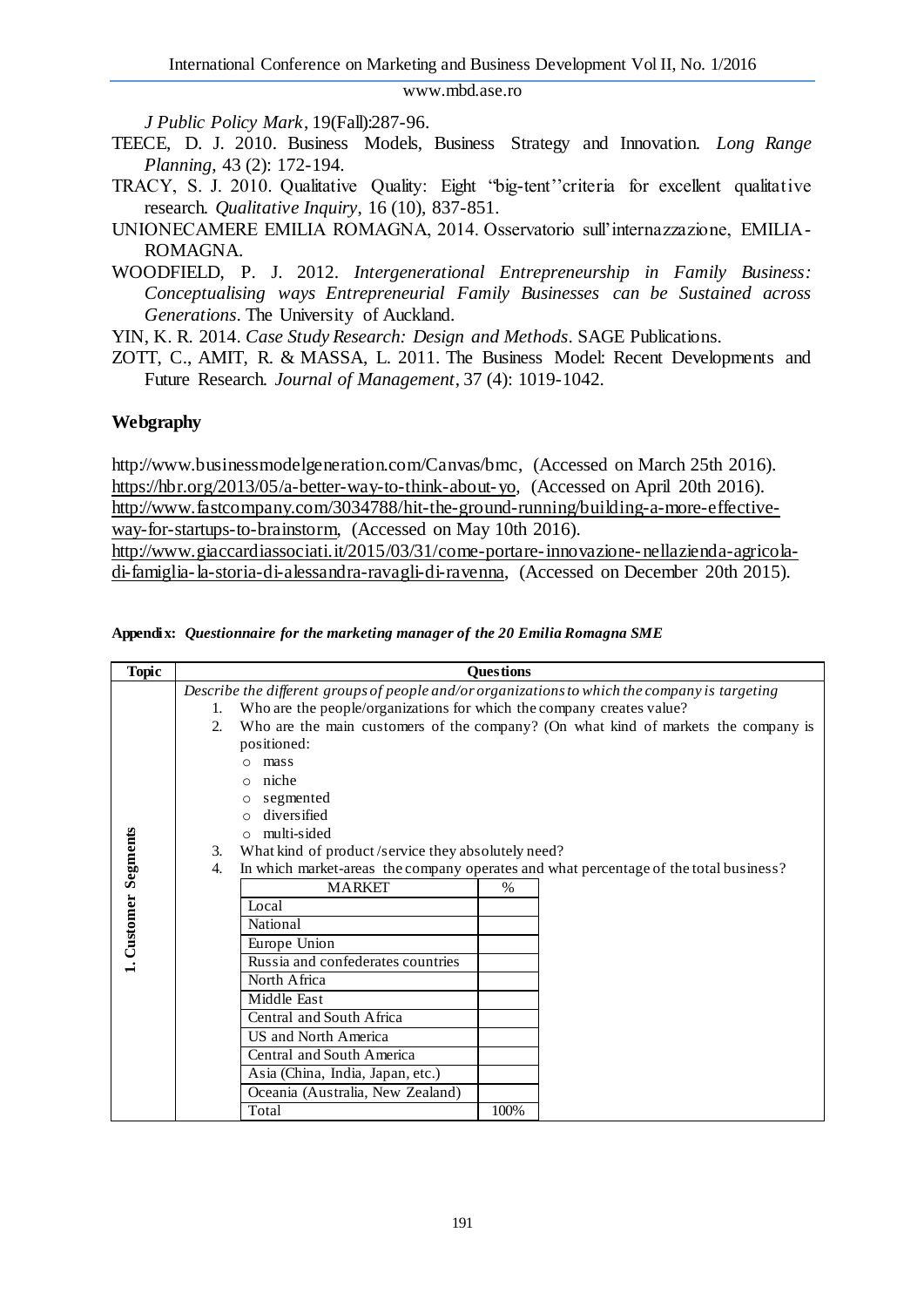*J Public Policy Mark*, 19(Fall):287-96.

TEECE, D. J. 2010. Business Models, Business Strategy and Innovation. *Long Range Planning*, 43 (2): 172-194.

TRACY, S. J. 2010. Qualitative Quality: Eight "big-tent''criteria for excellent qualitative research. *Qualitative Inquiry*, 16 (10), 837-851.

UNIONECAMERE EMILIA ROMAGNA, 2014. Osservatorio sull'internazzazione, EMILIA-ROMAGNA.

WOODFIELD, P. J. 2012. *Intergenerational Entrepreneurship in Family Business: Conceptualising ways Entrepreneurial Family Businesses can be Sustained across Generations*. The University of Auckland.

YIN, K. R. 2014. *Case Study Research: Design and Methods*. SAGE Publications.

ZOTT, C., AMIT, R. & MASSA, L. 2011. The Business Model: Recent Developments and Future Research. *Journal of Management*, 37 (4): 1019-1042.

## Webgraphy

http://www.businessmodelgeneration.com/Canvas/bmc, (Accessed on March 25th 2016).
https://hbr.org/2013/05/a-better-way-to-think-about-yo, (Accessed on April 20th 2016).
http://www.fastcompany.com/3034788/hit-the-ground-running/building-a-more-effective-way-for-startups-to-brainstorm, (Accessed on May 10th 2016).
http://www.giaccardiassociati.it/2015/03/31/come-portare-innovazione-nellazienda-agricola-di-famiglia-la-storia-di-alessandra-ravagli-di-ravenna, (Accessed on December 20th 2015).

**Appendix:** ***Questionnaire for the marketing manager of the 20 Emilia Romagna SME***

| Topic | Questions |
|---|---|
| 1. Customer Segments | *Describe the different groups of people and/or organizations to which the company is targeting*<br>1. Who are the people/organizations for which the company creates value?<br>2. Who are the main customers of the company? (On what kind of markets the company is positioned:<br>○ mass<br>○ niche<br>○ segmented<br>○ diversified<br>○ multi-sided<br>3. What kind of product /service they absolutely need?<br>4. In which market-areas the company operates and what percentage of the total business? |

| MARKET | % |
|---|---|
| Local | |
| National | |
| Europe Union | |
| Russia and confederates countries | |
| North Africa | |
| Middle East | |
| Central and South Africa | |
| US and North America | |
| Central and South America | |
| Asia (China, India, Japan, etc.) | |
| Oceania (Australia, New Zealand) | |
| Total | 100% |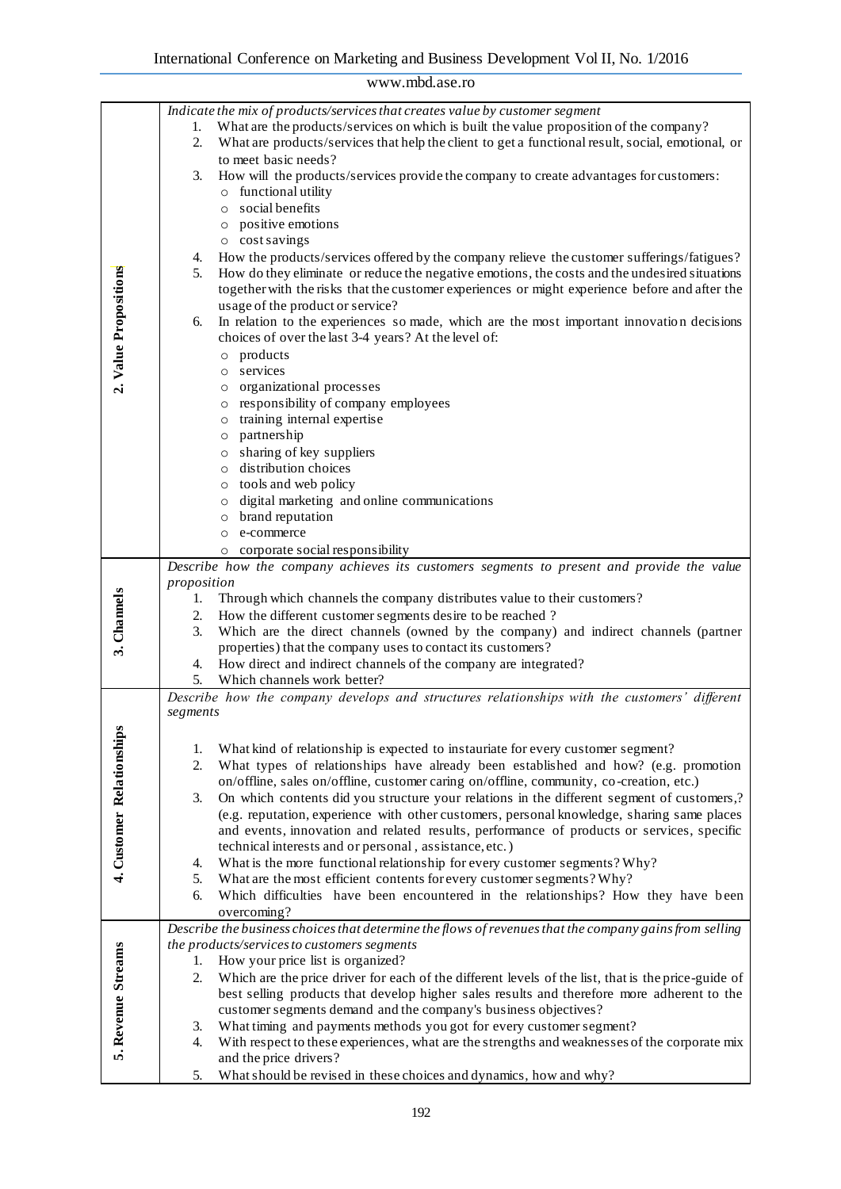| | |
|---|---|
| **2. Value Propositions** | *Indicate the mix of products/services that creates value by customer segment*<br>1. What are the products/services on which is built the value proposition of the company?<br>2. What are products/services that help the client to get a functional result, social, emotional, or to meet basic needs?<br>3. How will the products/services provide the company to create advantages for customers:<br>o functional utility<br>o social benefits<br>o positive emotions<br>o cost savings<br>4. How the products/services offered by the company relieve the customer sufferings/fatigues?<br>5. How do they eliminate or reduce the negative emotions, the costs and the undesired situations together with the risks that the customer experiences or might experience before and after the usage of the product or service?<br>6. In relation to the experiences so made, which are the most important innovation decisions choices of over the last 3-4 years? At the level of:<br>o products<br>o services<br>o organizational processes<br>o responsibility of company employees<br>o training internal expertise<br>o partnership<br>o sharing of key suppliers<br>o distribution choices<br>o tools and web policy<br>o digital marketing and online communications<br>o brand reputation<br>o e-commerce<br>o corporate social responsibility |
| **3. Channels** | *Describe how the company achieves its customers segments to present and provide the value proposition*<br>1. Through which channels the company distributes value to their customers?<br>2. How the different customer segments desire to be reached ?<br>3. Which are the direct channels (owned by the company) and indirect channels (partner properties) that the company uses to contact its customers?<br>4. How direct and indirect channels of the company are integrated?<br>5. Which channels work better? |
| **4. Customer Relationships** | *Describe how the company develops and structures relationships with the customers' different segments*<br>1. What kind of relationship is expected to instauriate for every customer segment?<br>2. What types of relationships have already been established and how? (e.g. promotion on/offline, sales on/offline, customer caring on/offline, community, co-creation, etc.)<br>3. On which contents did you structure your relations in the different segment of customers,? (e.g. reputation, experience with other customers, personal knowledge, sharing same places and events, innovation and related results, performance of products or services, specific technical interests and or personal , assistance, etc. )<br>4. What is the more functional relationship for every customer segments? Why?<br>5. What are the most efficient contents for every customer segments? Why?<br>6. Which difficulties have been encountered in the relationships? How they have been overcoming? |
| **5. Revenue Streams** | *Describe the business choices that determine the flows of revenues that the company gains from selling the products/services to customers segments*<br>1. How your price list is organized?<br>2. Which are the price driver for each of the different levels of the list, that is the price-guide of best selling products that develop higher sales results and therefore more adherent to the customer segments demand and the company's business objectives?<br>3. What timing and payments methods you got for every customer segment?<br>4. With respect to these experiences, what are the strengths and weaknesses of the corporate mix and the price drivers?<br>5. What should be revised in these choices and dynamics, how and why? |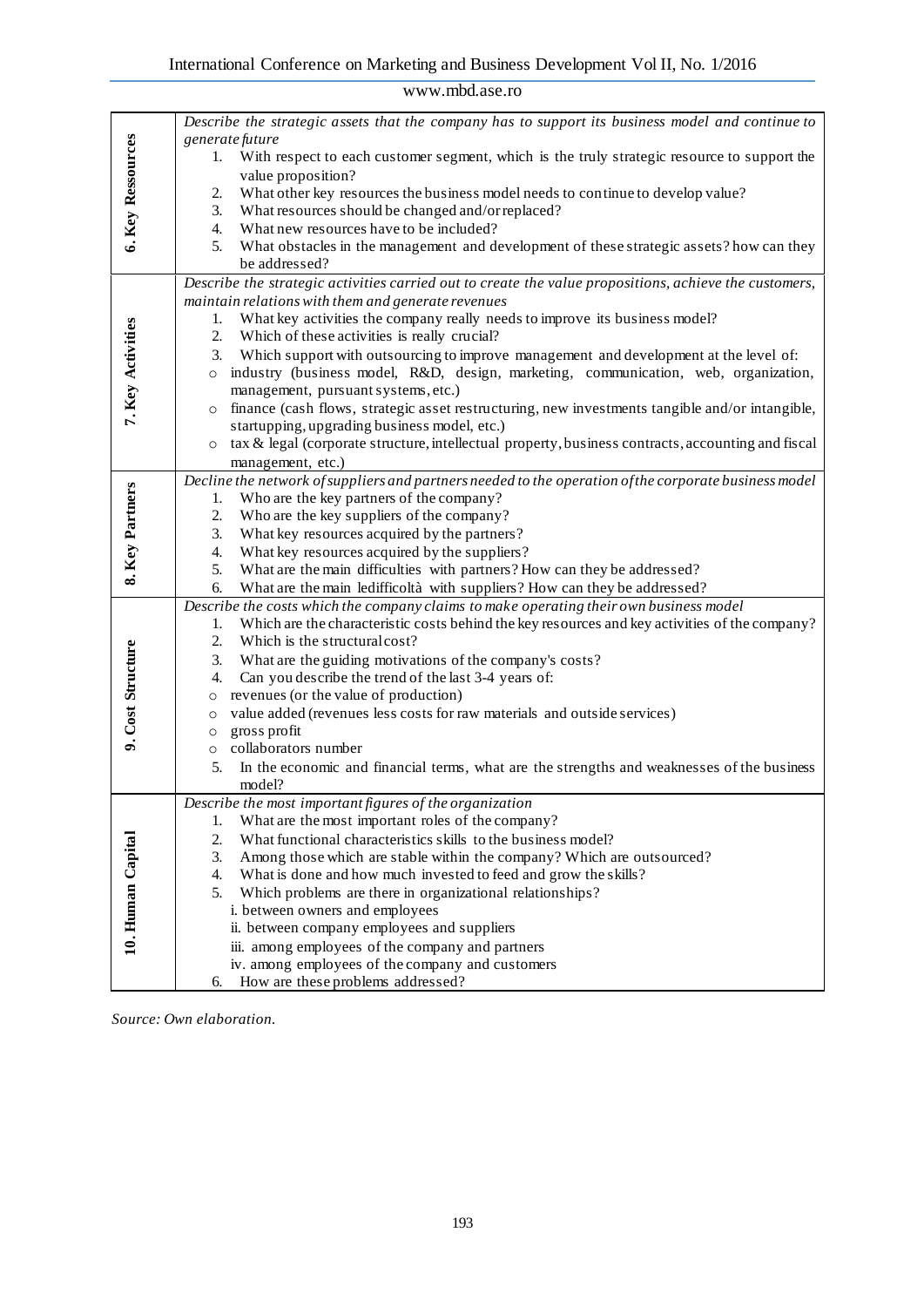| | |
|---|---|
| **6. Key Ressources** | *Describe the strategic assets that the company has to support its business model and continue to generate future*<br>1. With respect to each customer segment, which is the truly strategic resource to support the value proposition?<br>2. What other key resources the business model needs to continue to develop value?<br>3. What resources should be changed and/or replaced?<br>4. What new resources have to be included?<br>5. What obstacles in the management and development of these strategic assets? how can they be addressed? |
| **7. Key Activities** | *Describe the strategic activities carried out to create the value propositions, achieve the customers, maintain relations with them and generate revenues*<br>1. What key activities the company really needs to improve its business model?<br>2. Which of these activities is really crucial?<br>3. Which support with outsourcing to improve management and development at the level of:<br>○ industry (business model, R&D, design, marketing, communication, web, organization, management, pursuant systems, etc.)<br>○ finance (cash flows, strategic asset restructuring, new investments tangible and/or intangible, startupping, upgrading business model, etc.)<br>○ tax & legal (corporate structure, intellectual property, business contracts, accounting and fiscal management, etc.) |
| **8. Key Partners** | *Decline the network of suppliers and partners needed to the operation of the corporate business model*<br>1. Who are the key partners of the company?<br>2. Who are the key suppliers of the company?<br>3. What key resources acquired by the partners?<br>4. What key resources acquired by the suppliers?<br>5. What are the main difficulties with partners? How can they be addressed?<br>6. What are the main ledifficoltà with suppliers? How can they be addressed? |
| **9. Cost Structure** | *Describe the costs which the company claims to make operating their own business model*<br>1. Which are the characteristic costs behind the key resources and key activities of the company?<br>2. Which is the structural cost?<br>3. What are the guiding motivations of the company's costs?<br>4. Can you describe the trend of the last 3-4 years of:<br>○ revenues (or the value of production)<br>○ value added (revenues less costs for raw materials and outside services)<br>○ gross profit<br>○ collaborators number<br>5. In the economic and financial terms, what are the strengths and weaknesses of the business model? |
| **10. Human Capital** | *Describe the most important figures of the organization*<br>1. What are the most important roles of the company?<br>2. What functional characteristics skills to the business model?<br>3. Among those which are stable within the company? Which are outsourced?<br>4. What is done and how much invested to feed and grow the skills?<br>5. Which problems are there in organizational relationships?<br>i. between owners and employees<br>ii. between company employees and suppliers<br>iii. among employees of the company and partners<br>iv. among employees of the company and customers<br>6. How are these problems addressed? |

*Source: Own elaboration.*